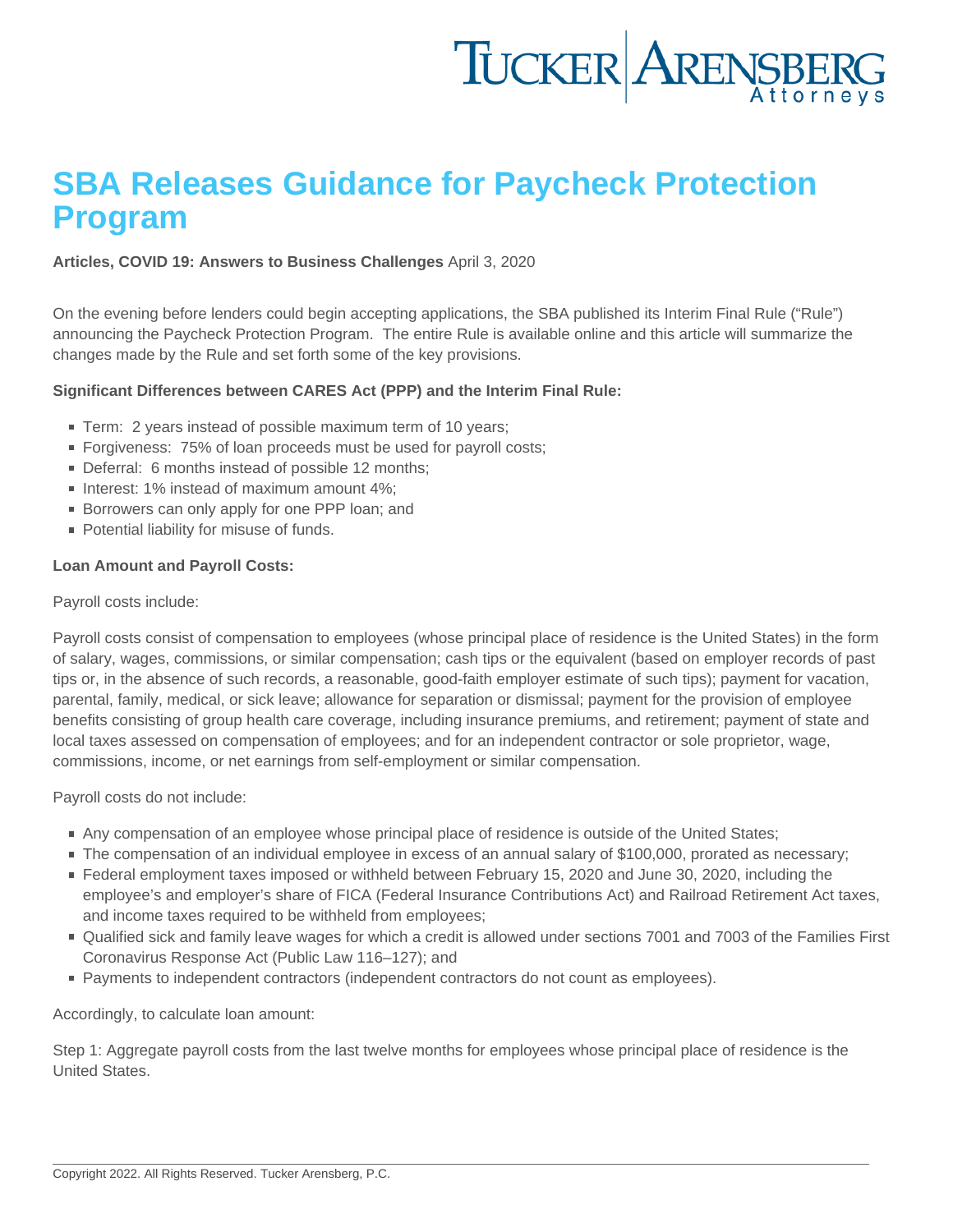# SBA Releases Guidance for Paycheck Protection Program

**Articles, COVID 19: Answers to Business Challenges** April 3, 2020

On the evening before lenders could begin accepting applications, the SBA published its Interim Final Rule ("Rule") announcing the Paycheck Protection Program. The entire Rule is available online and this article will summarize the changes made by the Rule and set forth some of the key provisions.

**Significant Differences between CARES Act (PPP) and the Interim Final Rule:**

- Term: 2 years instead of possible maximum term of 10 years;
- Forgiveness: 75% of loan proceeds must be used for payroll costs;
- Deferral: 6 months instead of possible 12 months;
- Interest: 1% instead of maximum amount 4%;
- Borrowers can only apply for one PPP loan; and
- Potential liability for misuse of funds.

**Loan Amount and Payroll Costs:**

Payroll costs include:

Payroll costs consist of compensation to employees (whose principal place of residence is the United States) in the form of salary, wages, commissions, or similar compensation; cash tips or the equivalent (based on employer records of past tips or, in the absence of such records, a reasonable, good-faith employer estimate of such tips); payment for vacation, parental, family, medical, or sick leave; allowance for separation or dismissal; payment for the provision of employee benefits consisting of group health care coverage, including insurance premiums, and retirement; payment of state and local taxes assessed on compensation of employees; and for an independent contractor or sole proprietor, wage, commissions, income, or net earnings from self-employment or similar compensation.

Payroll costs do not include:

- Any compensation of an employee whose principal place of residence is outside of the United States;
- The compensation of an individual employee in excess of an annual salary of $100,000, prorated as necessary;
- Federal employment taxes imposed or withheld between February 15, 2020 and June 30, 2020, including the employee's and employer's share of FICA (Federal Insurance Contributions Act) and Railroad Retirement Act taxes, and income taxes required to be withheld from employees;
- Qualified sick and family leave wages for which a credit is allowed under sections 7001 and 7003 of the Families First Coronavirus Response Act (Public Law 116–127); and
- Payments to independent contractors (independent contractors do not count as employees).

Accordingly, to calculate loan amount:

Step 1: Aggregate payroll costs from the last twelve months for employees whose principal place of residence is the United States.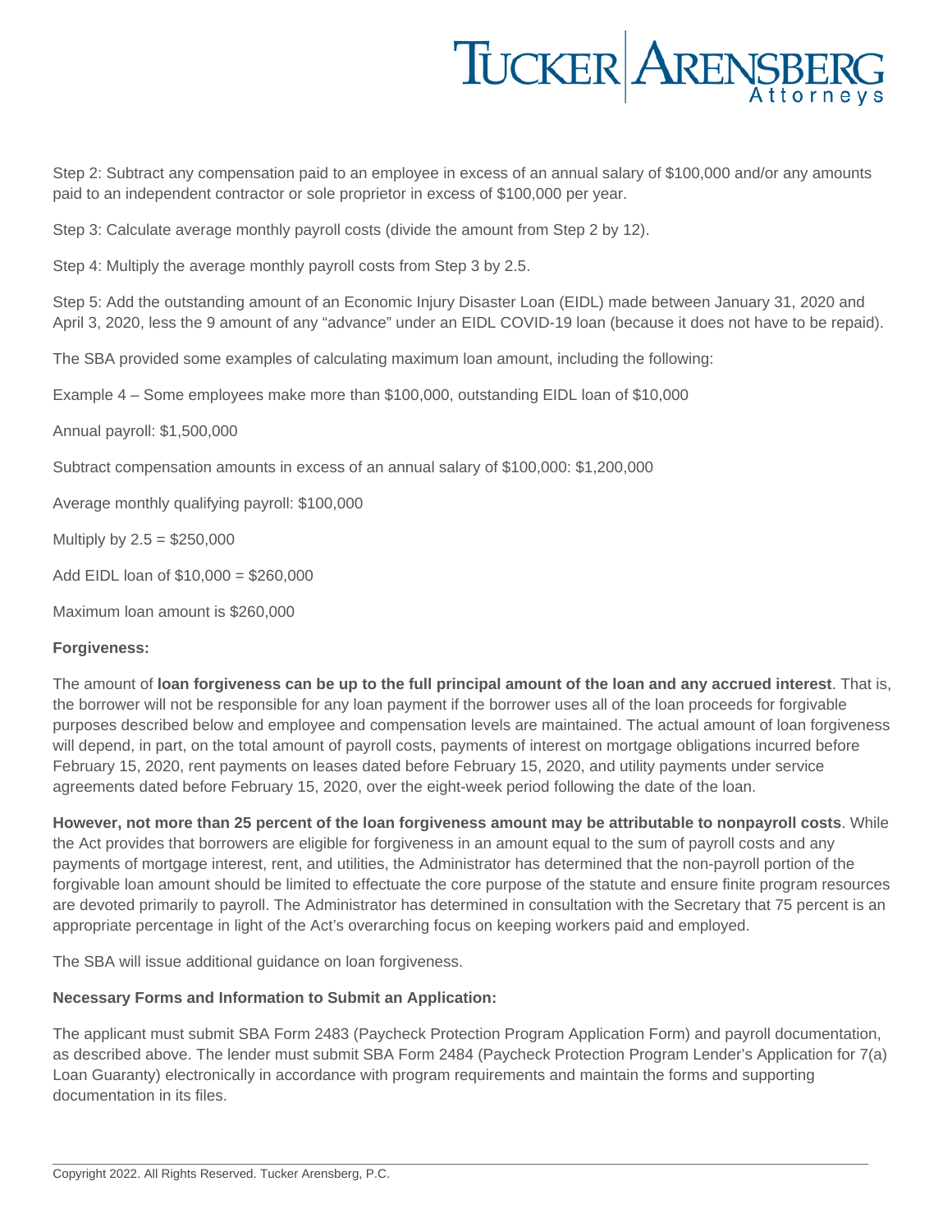Step 2: Subtract any compensation paid to an employee in excess of an annual salary of $100,000 and/or any amounts paid to an independent contractor or sole proprietor in excess of $100,000 per year.

Step 3: Calculate average monthly payroll costs (divide the amount from Step 2 by 12).

Step 4: Multiply the average monthly payroll costs from Step 3 by 2.5.

Step 5: Add the outstanding amount of an Economic Injury Disaster Loan (EIDL) made between January 31, 2020 and April 3, 2020, less the 9 amount of any "advance" under an EIDL COVID-19 loan (because it does not have to be repaid).

The SBA provided some examples of calculating maximum loan amount, including the following:

Example 4 – Some employees make more than $100,000, outstanding EIDL loan of $10,000

Annual payroll: $1,500,000

Subtract compensation amounts in excess of an annual salary of $100,000: $1,200,000

Average monthly qualifying payroll: $100,000

Multiply by 2.5 = $250,000

Add EIDL loan of $10,000 = $260,000

Maximum loan amount is $260,000

**Forgiveness:**

The amount of **loan forgiveness can be up to the full principal amount of the loan and any accrued interest**. That is, the borrower will not be responsible for any loan payment if the borrower uses all of the loan proceeds for forgivable purposes described below and employee and compensation levels are maintained. The actual amount of loan forgiveness will depend, in part, on the total amount of payroll costs, payments of interest on mortgage obligations incurred before February 15, 2020, rent payments on leases dated before February 15, 2020, and utility payments under service agreements dated before February 15, 2020, over the eight-week period following the date of the loan.

**However, not more than 25 percent of the loan forgiveness amount may be attributable to nonpayroll costs**. While the Act provides that borrowers are eligible for forgiveness in an amount equal to the sum of payroll costs and any payments of mortgage interest, rent, and utilities, the Administrator has determined that the non-payroll portion of the forgivable loan amount should be limited to effectuate the core purpose of the statute and ensure finite program resources are devoted primarily to payroll. The Administrator has determined in consultation with the Secretary that 75 percent is an appropriate percentage in light of the Act's overarching focus on keeping workers paid and employed.

The SBA will issue additional guidance on loan forgiveness.

**Necessary Forms and Information to Submit an Application:**

The applicant must submit SBA Form 2483 (Paycheck Protection Program Application Form) and payroll documentation, as described above. The lender must submit SBA Form 2484 (Paycheck Protection Program Lender's Application for 7(a) Loan Guaranty) electronically in accordance with program requirements and maintain the forms and supporting documentation in its files.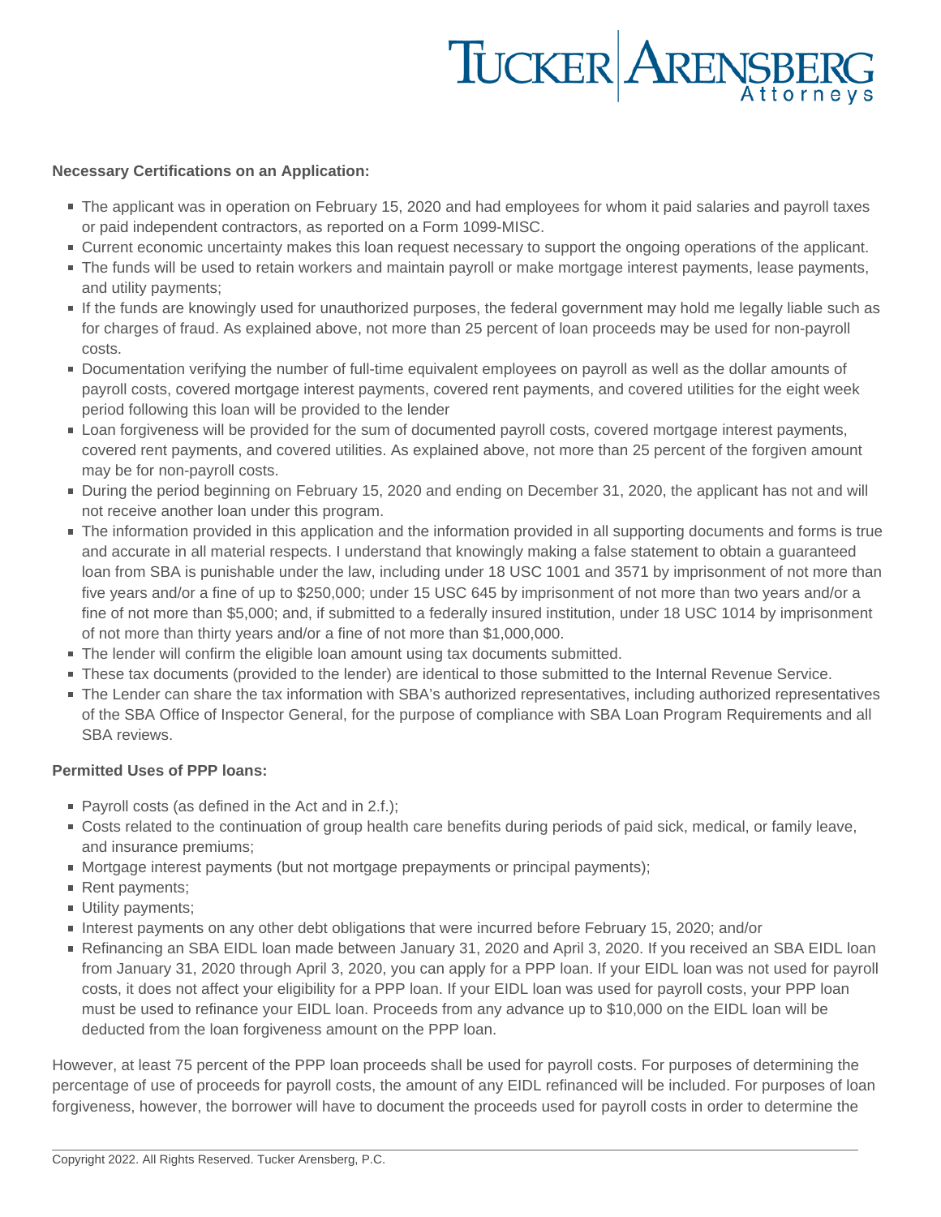**Necessary Certifications on an Application:**

- The applicant was in operation on February 15, 2020 and had employees for whom it paid salaries and payroll taxes or paid independent contractors, as reported on a Form 1099-MISC.
- Current economic uncertainty makes this loan request necessary to support the ongoing operations of the applicant.
- The funds will be used to retain workers and maintain payroll or make mortgage interest payments, lease payments, and utility payments;
- If the funds are knowingly used for unauthorized purposes, the federal government may hold me legally liable such as for charges of fraud. As explained above, not more than 25 percent of loan proceeds may be used for non-payroll costs.
- Documentation verifying the number of full-time equivalent employees on payroll as well as the dollar amounts of payroll costs, covered mortgage interest payments, covered rent payments, and covered utilities for the eight week period following this loan will be provided to the lender
- Loan forgiveness will be provided for the sum of documented payroll costs, covered mortgage interest payments, covered rent payments, and covered utilities. As explained above, not more than 25 percent of the forgiven amount may be for non-payroll costs.
- During the period beginning on February 15, 2020 and ending on December 31, 2020, the applicant has not and will not receive another loan under this program.
- The information provided in this application and the information provided in all supporting documents and forms is true and accurate in all material respects. I understand that knowingly making a false statement to obtain a guaranteed loan from SBA is punishable under the law, including under 18 USC 1001 and 3571 by imprisonment of not more than five years and/or a fine of up to $250,000; under 15 USC 645 by imprisonment of not more than two years and/or a fine of not more than $5,000; and, if submitted to a federally insured institution, under 18 USC 1014 by imprisonment of not more than thirty years and/or a fine of not more than $1,000,000.
- The lender will confirm the eligible loan amount using tax documents submitted.
- These tax documents (provided to the lender) are identical to those submitted to the Internal Revenue Service.
- The Lender can share the tax information with SBA's authorized representatives, including authorized representatives of the SBA Office of Inspector General, for the purpose of compliance with SBA Loan Program Requirements and all SBA reviews.

**Permitted Uses of PPP loans:**

- Payroll costs (as defined in the Act and in 2.f.);
- Costs related to the continuation of group health care benefits during periods of paid sick, medical, or family leave, and insurance premiums;
- Mortgage interest payments (but not mortgage prepayments or principal payments);
- Rent payments;
- Utility payments;
- Interest payments on any other debt obligations that were incurred before February 15, 2020; and/or
- Refinancing an SBA EIDL loan made between January 31, 2020 and April 3, 2020. If you received an SBA EIDL loan from January 31, 2020 through April 3, 2020, you can apply for a PPP loan. If your EIDL loan was not used for payroll costs, it does not affect your eligibility for a PPP loan. If your EIDL loan was used for payroll costs, your PPP loan must be used to refinance your EIDL loan. Proceeds from any advance up to $10,000 on the EIDL loan will be deducted from the loan forgiveness amount on the PPP loan.

However, at least 75 percent of the PPP loan proceeds shall be used for payroll costs. For purposes of determining the percentage of use of proceeds for payroll costs, the amount of any EIDL refinanced will be included. For purposes of loan forgiveness, however, the borrower will have to document the proceeds used for payroll costs in order to determine the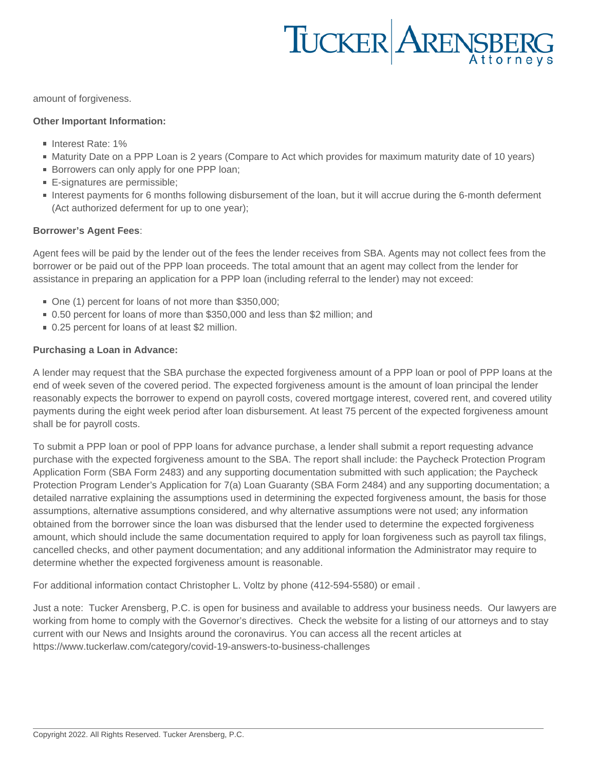amount of forgiveness.

**Other Important Information:**

- Interest Rate: 1%
- Maturity Date on a PPP Loan is 2 years (Compare to Act which provides for maximum maturity date of 10 years)
- Borrowers can only apply for one PPP loan;
- E-signatures are permissible;
- Interest payments for 6 months following disbursement of the loan, but it will accrue during the 6-month deferment (Act authorized deferment for up to one year);

**Borrower's Agent Fees**:

Agent fees will be paid by the lender out of the fees the lender receives from SBA. Agents may not collect fees from the borrower or be paid out of the PPP loan proceeds. The total amount that an agent may collect from the lender for assistance in preparing an application for a PPP loan (including referral to the lender) may not exceed:

- One (1) percent for loans of not more than $350,000;
- 0.50 percent for loans of more than $350,000 and less than $2 million; and
- 0.25 percent for loans of at least $2 million.

**Purchasing a Loan in Advance:**

A lender may request that the SBA purchase the expected forgiveness amount of a PPP loan or pool of PPP loans at the end of week seven of the covered period. The expected forgiveness amount is the amount of loan principal the lender reasonably expects the borrower to expend on payroll costs, covered mortgage interest, covered rent, and covered utility payments during the eight week period after loan disbursement. At least 75 percent of the expected forgiveness amount shall be for payroll costs.

To submit a PPP loan or pool of PPP loans for advance purchase, a lender shall submit a report requesting advance purchase with the expected forgiveness amount to the SBA. The report shall include: the Paycheck Protection Program Application Form (SBA Form 2483) and any supporting documentation submitted with such application; the Paycheck Protection Program Lender's Application for 7(a) Loan Guaranty (SBA Form 2484) and any supporting documentation; a detailed narrative explaining the assumptions used in determining the expected forgiveness amount, the basis for those assumptions, alternative assumptions considered, and why alternative assumptions were not used; any information obtained from the borrower since the loan was disbursed that the lender used to determine the expected forgiveness amount, which should include the same documentation required to apply for loan forgiveness such as payroll tax filings, cancelled checks, and other payment documentation; and any additional information the Administrator may require to determine whether the expected forgiveness amount is reasonable.

For additional information contact Christopher L. Voltz by phone (412-594-5580) or email .

Just a note: Tucker Arensberg, P.C. is open for business and available to address your business needs. Our lawyers are working from home to comply with the Governor's directives. Check the website for a listing of our attorneys and to stay current with our News and Insights around the coronavirus. You can access all the recent articles at https://www.tuckerlaw.com/category/covid-19-answers-to-business-challenges